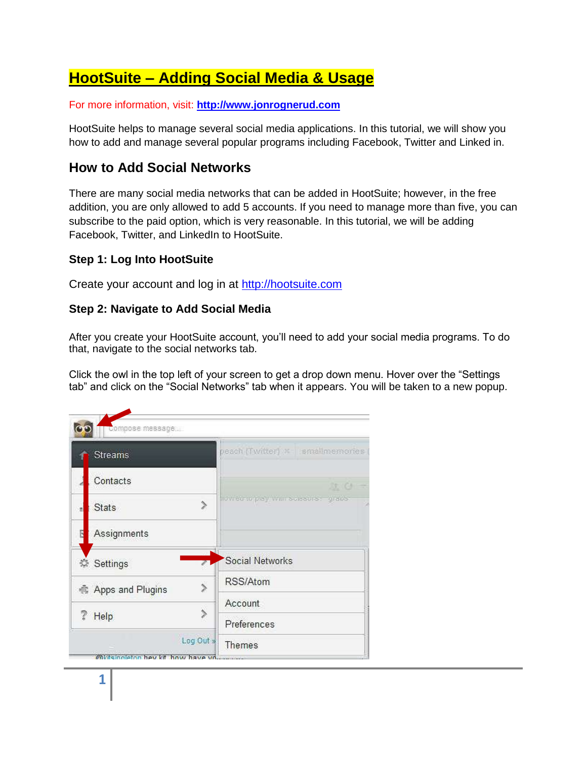# HootSuite – Adding Social Media & Usage

For more information, visit: **http://www.jonrognerud.com**

HootSuite helps to manage several social media applications. In this tutorial, we will show you how to add and manage several popular programs including Facebook, Twitter and Linked in.

## How to Add Social Networks

There are many social media networks that can be added in HootSuite; however, in the free addition, you are only allowed to add 5 accounts. If you need to manage more than five, you can subscribe to the paid option, which is very reasonable. In this tutorial, we will be adding Facebook, Twitter, and LinkedIn to HootSuite.

### Step 1: Log Into HootSuite

Create your account and log in at http://hootsuite.com

### Step 2: Navigate to Add Social Media

After you create your HootSuite account, you'll need to add your social media programs. To do that, navigate to the social networks tab.

Click the owl in the top left of your screen to get a drop down menu. Hover over the "Settings tab" and click on the "Social Networks" tab when it appears. You will be taken to a new popup.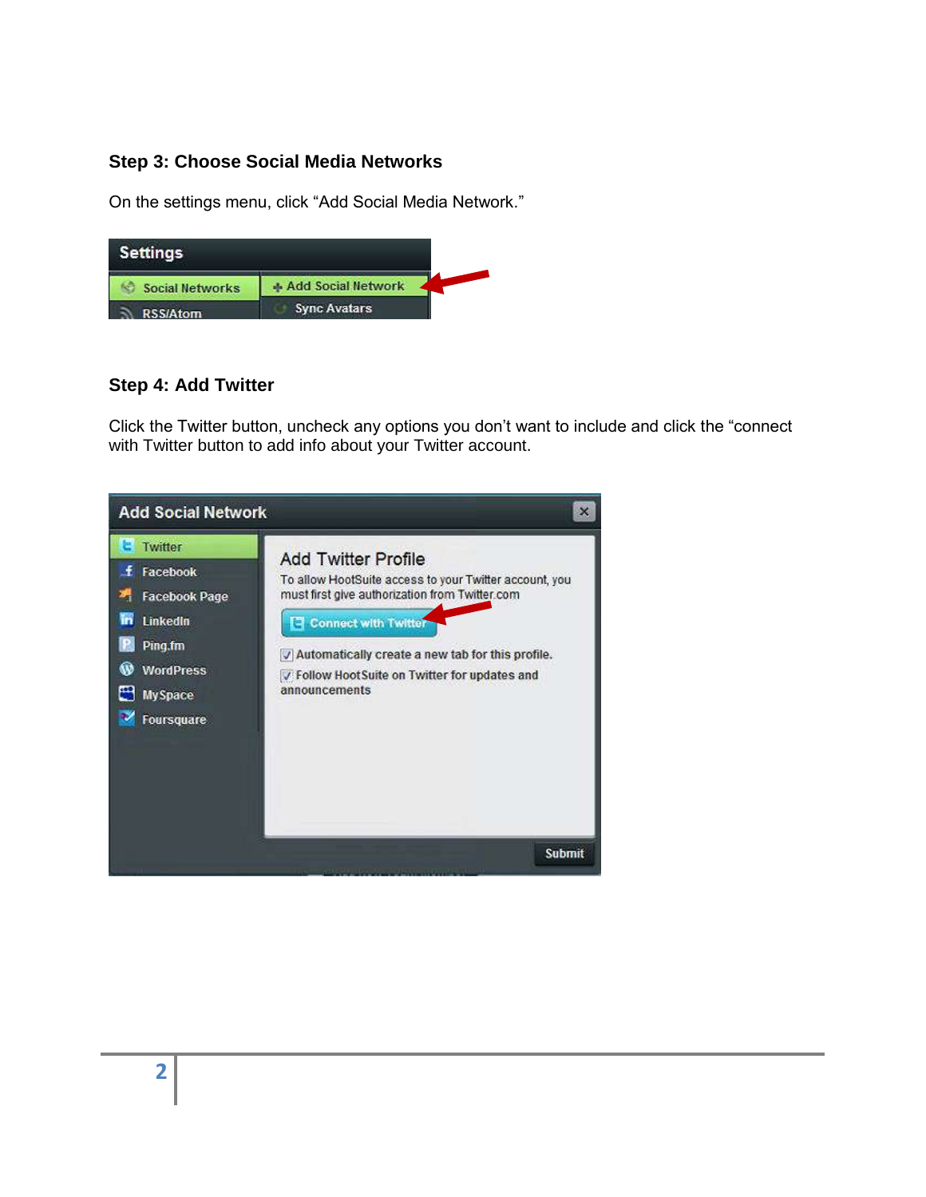### Step 3: Choose Social Media Networks

On the settings menu, click “Add Social Media Network.”

### Step 4: Add Twitter

Click the Twitter button, uncheck any options you don’t want to include and click the “connect with Twitter button to add info about your Twitter account.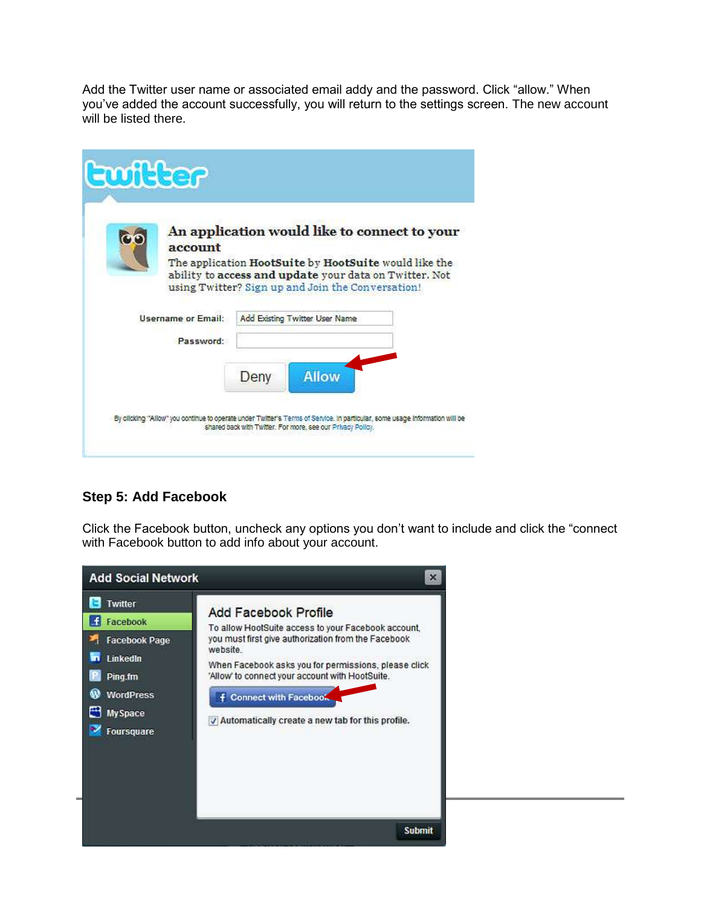Add the Twitter user name or associated email addy and the password. Click “allow.” When you’ve added the account successfully, you will return to the settings screen. The new account will be listed there.

### Step 5: Add Facebook

Click the Facebook button, uncheck any options you don’t want to include and click the “connect with Facebook button to add info about your account.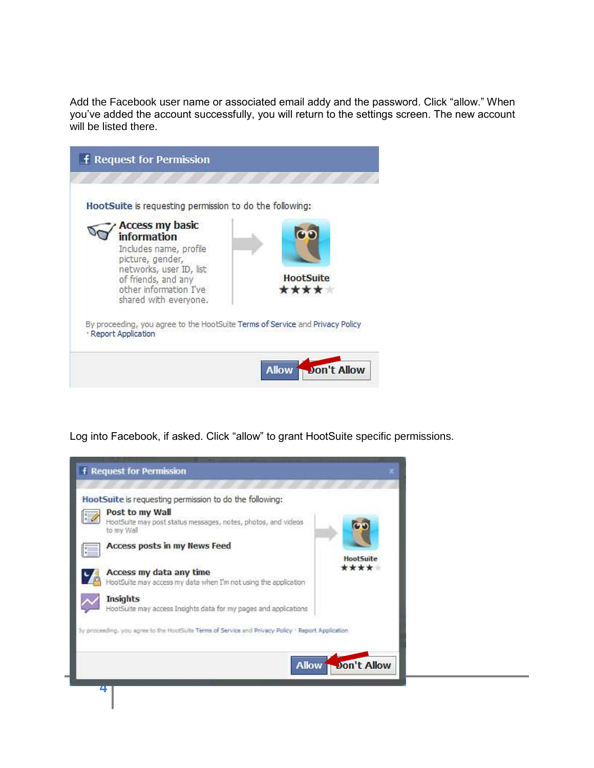Add the Facebook user name or associated email addy and the password. Click “allow.” When you’ve added the account successfully, you will return to the settings screen. The new account will be listed there.

Log into Facebook, if asked. Click “allow” to grant HootSuite specific permissions.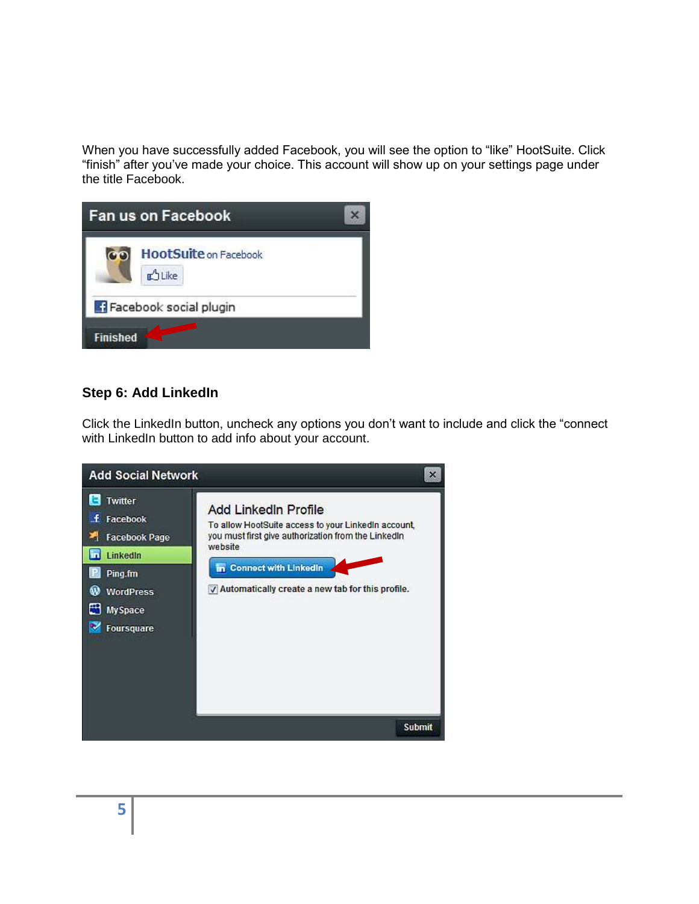When you have successfully added Facebook, you will see the option to “like” HootSuite. Click “finish” after you’ve made your choice. This account will show up on your settings page under the title Facebook.

### Step 6: Add LinkedIn

Click the LinkedIn button, uncheck any options you don’t want to include and click the “connect with LinkedIn button to add info about your account.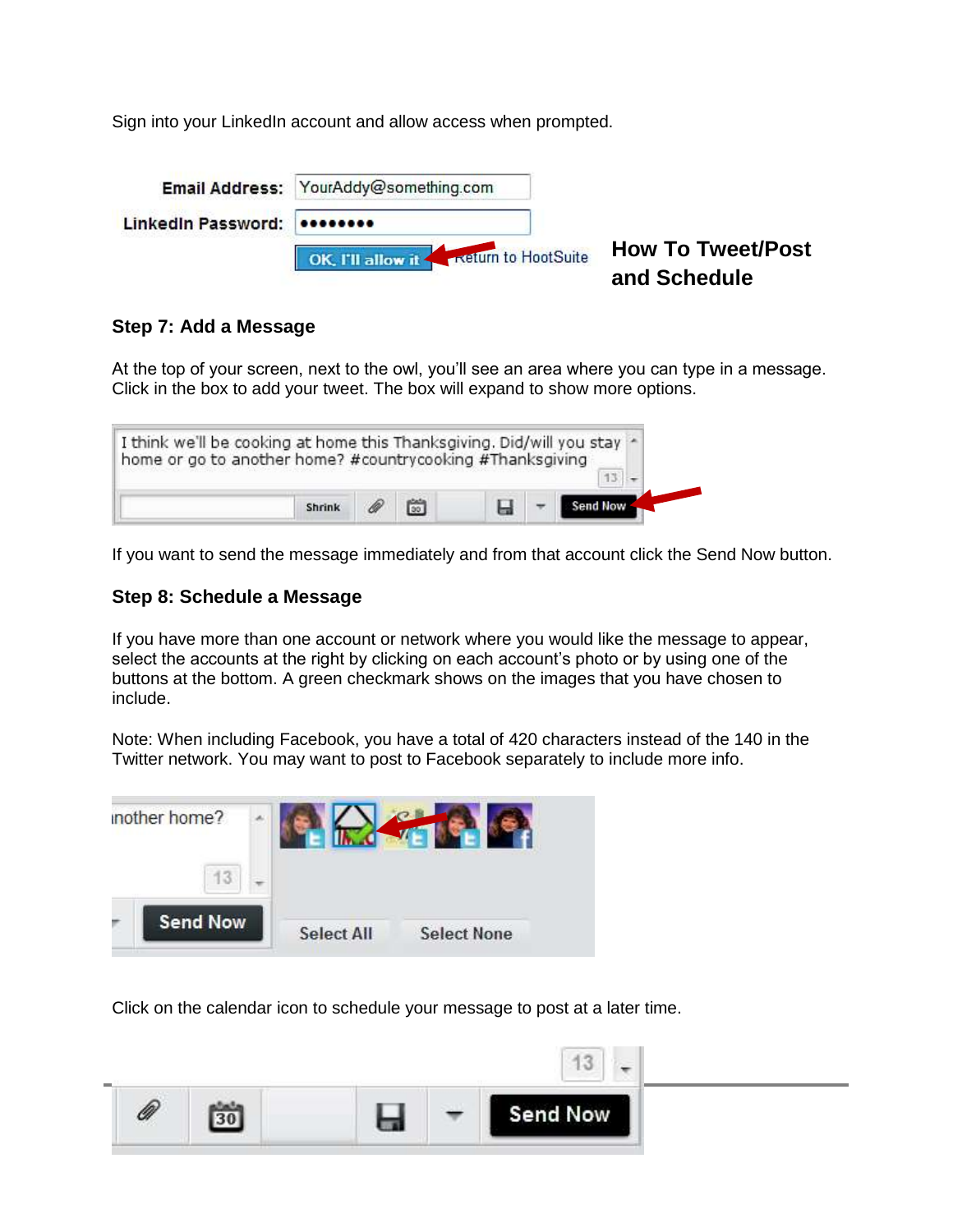Sign into your LinkedIn account and allow access when prompted.

How To Tweet/Post and Schedule

### Step 7: Add a Message

At the top of your screen, next to the owl, you'll see an area where you can type in a message. Click in the box to add your tweet. The box will expand to show more options.

If you want to send the message immediately and from that account click the Send Now button.

### Step 8: Schedule a Message

If you have more than one account or network where you would like the message to appear, select the accounts at the right by clicking on each account's photo or by using one of the buttons at the bottom. A green checkmark shows on the images that you have chosen to include.

Note: When including Facebook, you have a total of 420 characters instead of the 140 in the Twitter network. You may want to post to Facebook separately to include more info.

Click on the calendar icon to schedule your message to post at a later time.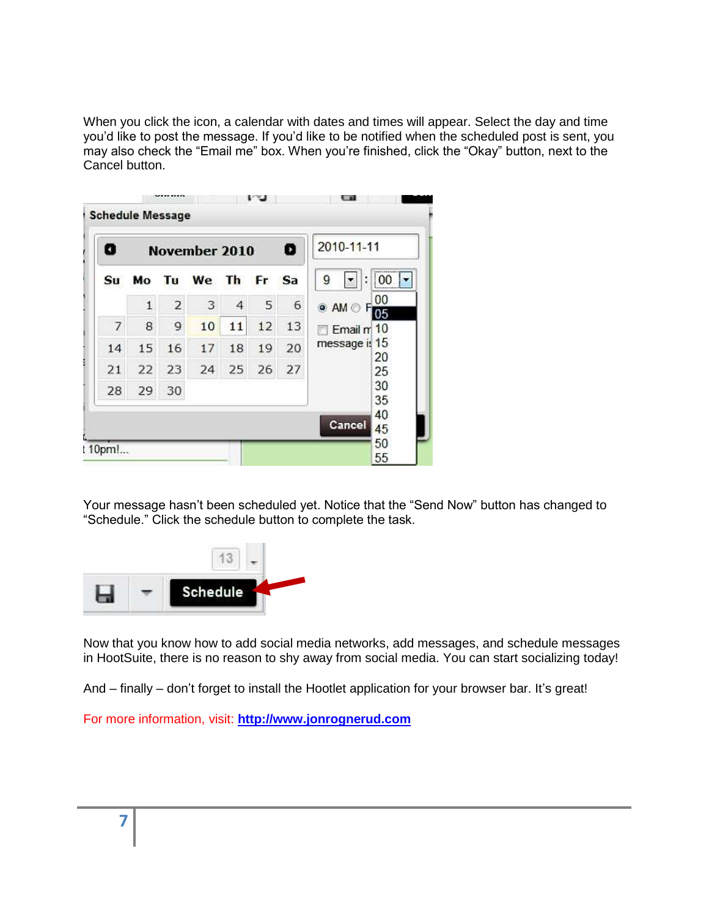When you click the icon, a calendar with dates and times will appear. Select the day and time you'd like to post the message. If you'd like to be notified when the scheduled post is sent, you may also check the "Email me" box. When you're finished, click the "Okay" button, next to the Cancel button.

Your message hasn't been scheduled yet. Notice that the "Send Now" button has changed to "Schedule." Click the schedule button to complete the task.

Now that you know how to add social media networks, add messages, and schedule messages in HootSuite, there is no reason to shy away from social media. You can start socializing today!

And – finally – don't forget to install the Hootlet application for your browser bar. It's great!

For more information, visit: **http://www.jonrognerud.com**